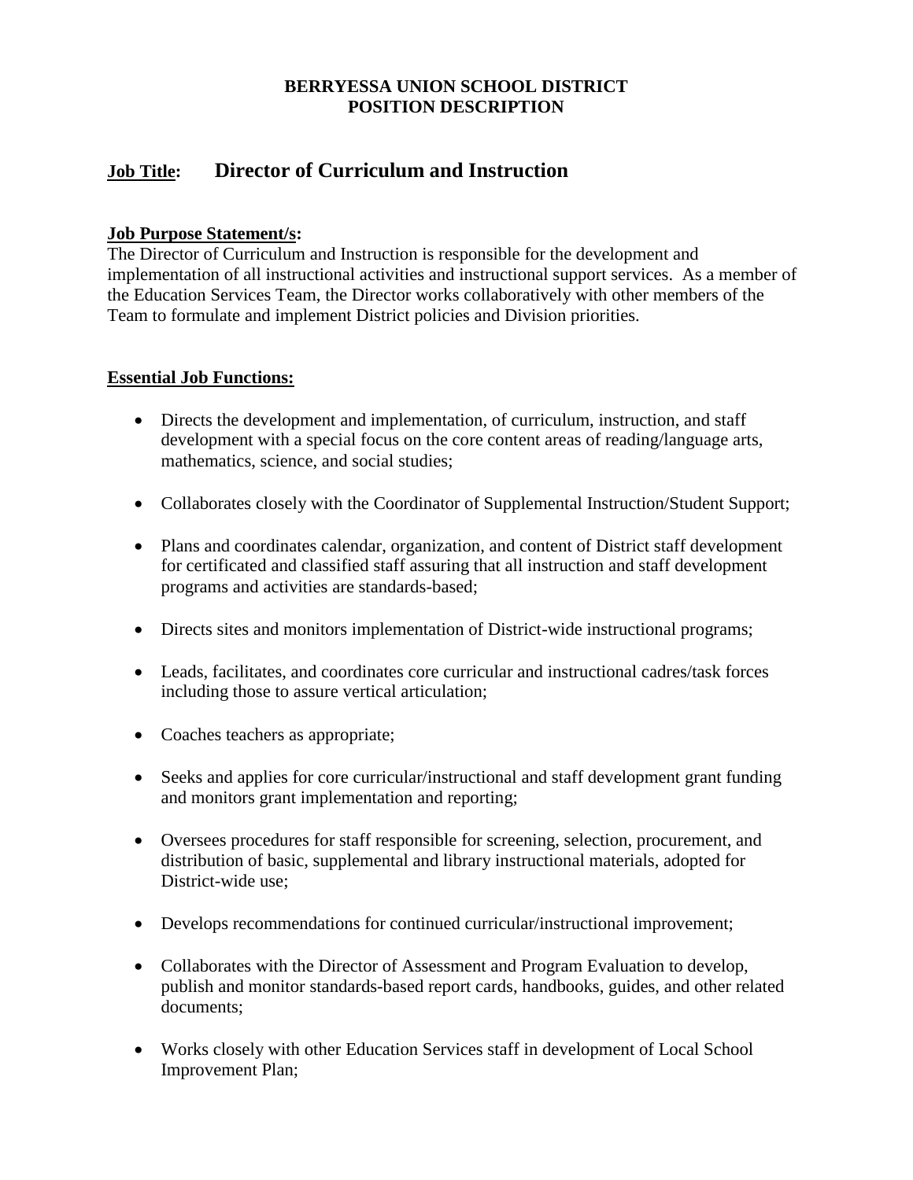**BERRYESSA UNION SCHOOL DISTRICT**
**POSITION DESCRIPTION**

## **Job Title:** Director of Curriculum and Instruction

**Job Purpose Statement/s:**
The Director of Curriculum and Instruction is responsible for the development and implementation of all instructional activities and instructional support services. As a member of the Education Services Team, the Director works collaboratively with other members of the Team to formulate and implement District policies and Division priorities.

**Essential Job Functions:**

- Directs the development and implementation, of curriculum, instruction, and staff development with a special focus on the core content areas of reading/language arts, mathematics, science, and social studies;
- Collaborates closely with the Coordinator of Supplemental Instruction/Student Support;
- Plans and coordinates calendar, organization, and content of District staff development for certificated and classified staff assuring that all instruction and staff development programs and activities are standards-based;
- Directs sites and monitors implementation of District-wide instructional programs;
- Leads, facilitates, and coordinates core curricular and instructional cadres/task forces including those to assure vertical articulation;
- Coaches teachers as appropriate;
- Seeks and applies for core curricular/instructional and staff development grant funding and monitors grant implementation and reporting;
- Oversees procedures for staff responsible for screening, selection, procurement, and distribution of basic, supplemental and library instructional materials, adopted for District-wide use;
- Develops recommendations for continued curricular/instructional improvement;
- Collaborates with the Director of Assessment and Program Evaluation to develop, publish and monitor standards-based report cards, handbooks, guides, and other related documents;
- Works closely with other Education Services staff in development of Local School Improvement Plan;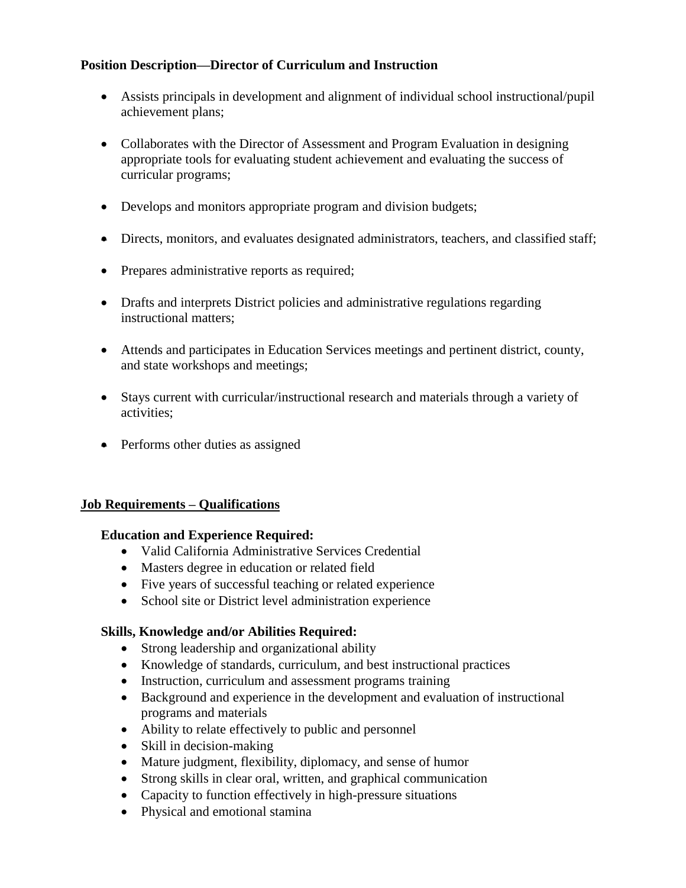**Position Description—Director of Curriculum and Instruction**

- Assists principals in development and alignment of individual school instructional/pupil achievement plans;
- Collaborates with the Director of Assessment and Program Evaluation in designing appropriate tools for evaluating student achievement and evaluating the success of curricular programs;
- Develops and monitors appropriate program and division budgets;
- Directs, monitors, and evaluates designated administrators, teachers, and classified staff;
- Prepares administrative reports as required;
- Drafts and interprets District policies and administrative regulations regarding instructional matters;
- Attends and participates in Education Services meetings and pertinent district, county, and state workshops and meetings;
- Stays current with curricular/instructional research and materials through a variety of activities;
- Performs other duties as assigned

## Job Requirements – Qualifications

**Education and Experience Required:**

- Valid California Administrative Services Credential
- Masters degree in education or related field
- Five years of successful teaching or related experience
- School site or District level administration experience

**Skills, Knowledge and/or Abilities Required:**

- Strong leadership and organizational ability
- Knowledge of standards, curriculum, and best instructional practices
- Instruction, curriculum and assessment programs training
- Background and experience in the development and evaluation of instructional programs and materials
- Ability to relate effectively to public and personnel
- Skill in decision-making
- Mature judgment, flexibility, diplomacy, and sense of humor
- Strong skills in clear oral, written, and graphical communication
- Capacity to function effectively in high-pressure situations
- Physical and emotional stamina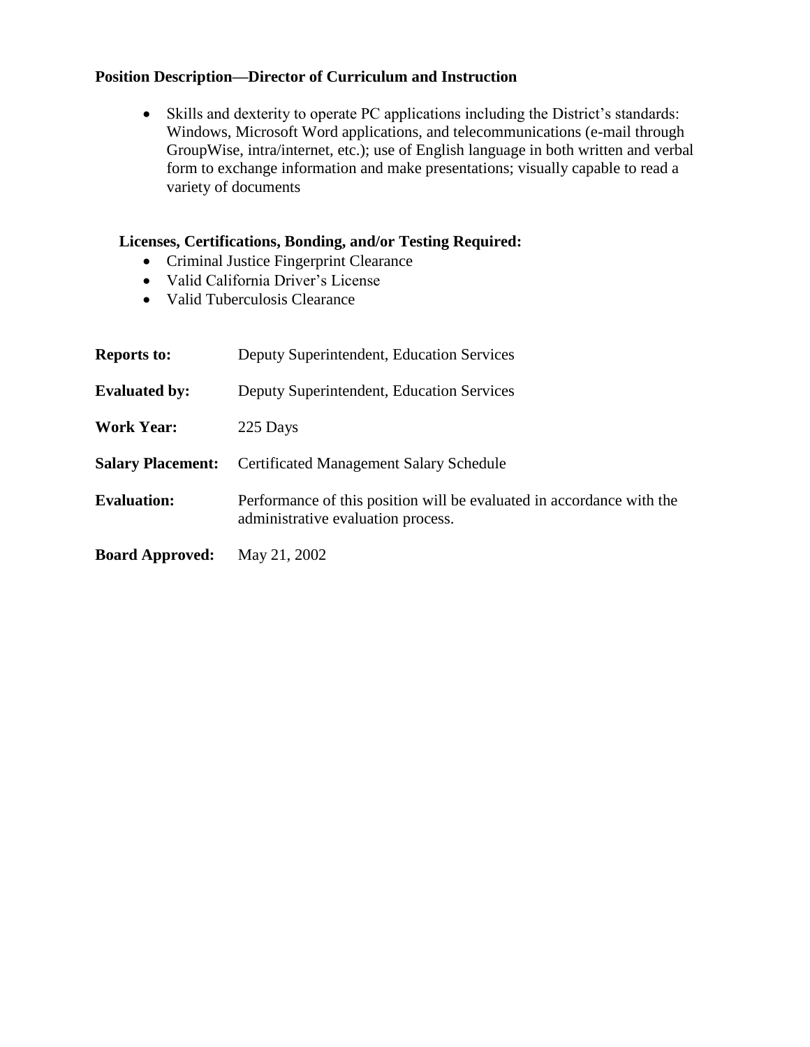**Position Description—Director of Curriculum and Instruction**

- Skills and dexterity to operate PC applications including the District's standards: Windows, Microsoft Word applications, and telecommunications (e-mail through GroupWise, intra/internet, etc.); use of English language in both written and verbal form to exchange information and make presentations; visually capable to read a variety of documents

**Licenses, Certifications, Bonding, and/or Testing Required:**

- Criminal Justice Fingerprint Clearance
- Valid California Driver's License
- Valid Tuberculosis Clearance

**Reports to:** Deputy Superintendent, Education Services

**Evaluated by:** Deputy Superintendent, Education Services

**Work Year:** 225 Days

**Salary Placement:** Certificated Management Salary Schedule

**Evaluation:** Performance of this position will be evaluated in accordance with the administrative evaluation process.

**Board Approved:** May 21, 2002